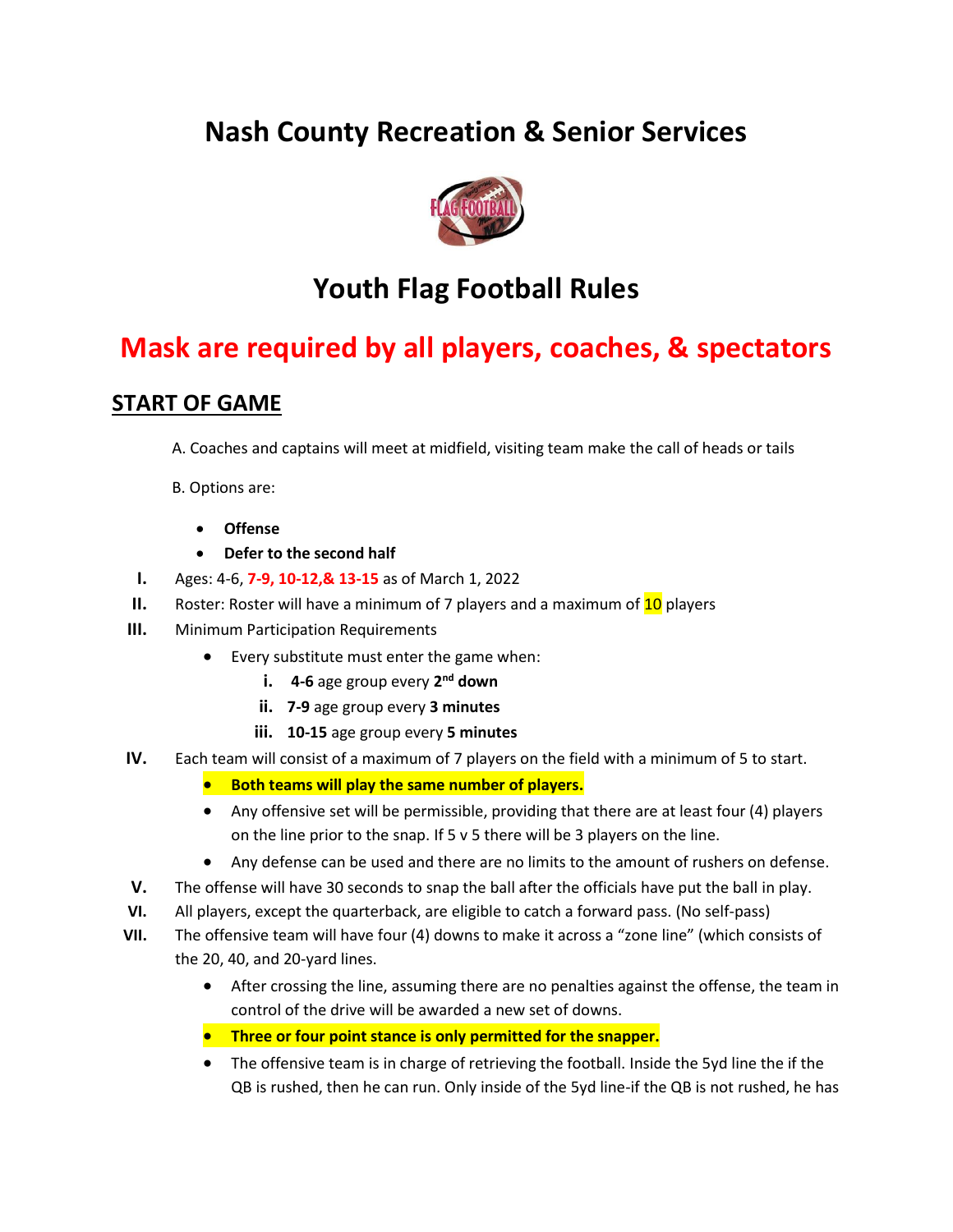# Nash County Recreation & Senior Services

# Youth Flag Football Rules

## Mask are required by all players, coaches, & spectators

## START OF GAME

A. Coaches and captains will meet at midfield, visiting team make the call of heads or tails

B. Options are:

- **Offense**
- **Defer to the second half**

I. Ages: 4-6, **7-9, 10-12,& 13-15** as of March 1, 2022

II. Roster: Roster will have a minimum of 7 players and a maximum of 10 players

III. Minimum Participation Requirements

- Every substitute must enter the game when:
  - i. **4-6** age group every **2nd down**
  - ii. **7-9** age group every **3 minutes**
  - iii. **10-15** age group every **5 minutes**

IV. Each team will consist of a maximum of 7 players on the field with a minimum of 5 to start.

- **Both teams will play the same number of players.**
- Any offensive set will be permissible, providing that there are at least four (4) players on the line prior to the snap. If 5 v 5 there will be 3 players on the line.
- Any defense can be used and there are no limits to the amount of rushers on defense.

V. The offense will have 30 seconds to snap the ball after the officials have put the ball in play.

VI. All players, except the quarterback, are eligible to catch a forward pass. (No self-pass)

VII. The offensive team will have four (4) downs to make it across a "zone line" (which consists of the 20, 40, and 20-yard lines.

- After crossing the line, assuming there are no penalties against the offense, the team in control of the drive will be awarded a new set of downs.
- **Three or four point stance is only permitted for the snapper.**
- The offensive team is in charge of retrieving the football. Inside the 5yd line the if the QB is rushed, then he can run. Only inside of the 5yd line-if the QB is not rushed, he has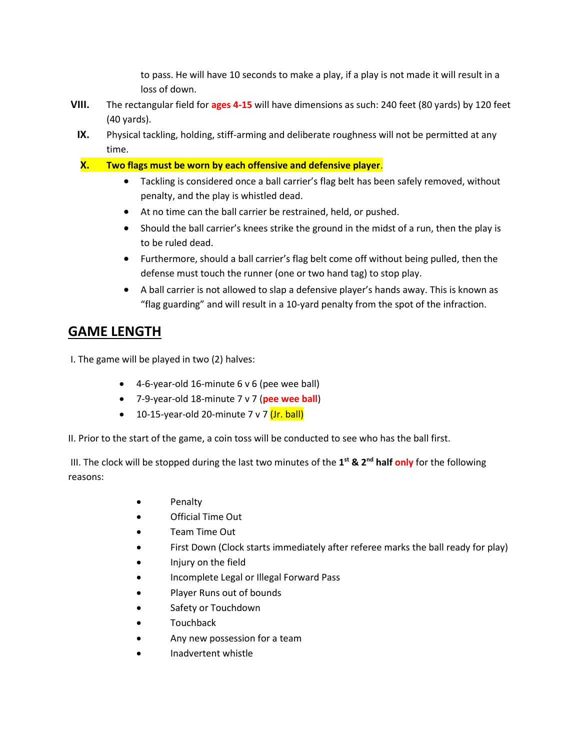to pass. He will have 10 seconds to make a play, if a play is not made it will result in a loss of down.

**VIII.** The rectangular field for **ages 4-15** will have dimensions as such: 240 feet (80 yards) by 120 feet (40 yards).

**IX.** Physical tackling, holding, stiff-arming and deliberate roughness will not be permitted at any time.

**X. Two flags must be worn by each offensive and defensive player**.

- Tackling is considered once a ball carrier's flag belt has been safely removed, without penalty, and the play is whistled dead.
- At no time can the ball carrier be restrained, held, or pushed.
- Should the ball carrier's knees strike the ground in the midst of a run, then the play is to be ruled dead.
- Furthermore, should a ball carrier's flag belt come off without being pulled, then the defense must touch the runner (one or two hand tag) to stop play.
- A ball carrier is not allowed to slap a defensive player's hands away. This is known as "flag guarding" and will result in a 10-yard penalty from the spot of the infraction.

## GAME LENGTH

I. The game will be played in two (2) halves:

- 4-6-year-old 16-minute 6 v 6 (pee wee ball)
- 7-9-year-old 18-minute 7 v 7 (**pee wee ball**)
- 10-15-year-old 20-minute 7 v 7 (Jr. ball)

II. Prior to the start of the game, a coin toss will be conducted to see who has the ball first.

III. The clock will be stopped during the last two minutes of the **1st & 2nd half** **only** for the following reasons:

- Penalty
- Official Time Out
- Team Time Out
- First Down (Clock starts immediately after referee marks the ball ready for play)
- Injury on the field
- Incomplete Legal or Illegal Forward Pass
- Player Runs out of bounds
- Safety or Touchdown
- Touchback
- Any new possession for a team
- Inadvertent whistle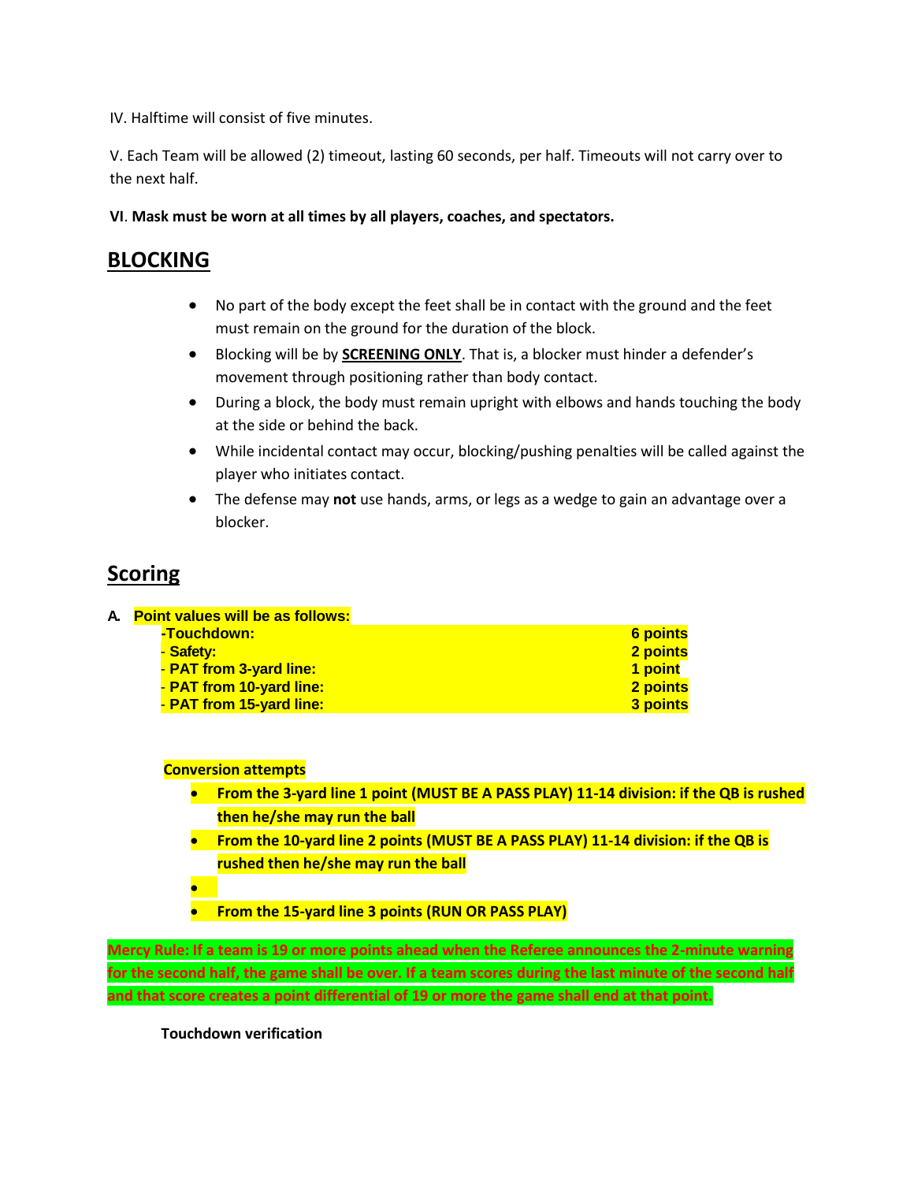IV. Halftime will consist of five minutes.

V. Each Team will be allowed (2) timeout, lasting 60 seconds, per half. Timeouts will not carry over to the next half.

**VI. Mask must be worn at all times by all players, coaches, and spectators.**

## BLOCKING

- No part of the body except the feet shall be in contact with the ground and the feet must remain on the ground for the duration of the block.
- Blocking will be by **SCREENING ONLY**. That is, a blocker must hinder a defender's movement through positioning rather than body contact.
- During a block, the body must remain upright with elbows and hands touching the body at the side or behind the back.
- While incidental contact may occur, blocking/pushing penalties will be called against the player who initiates contact.
- The defense may **not** use hands, arms, or legs as a wedge to gain an advantage over a blocker.

## Scoring

**A. Point values will be as follows:**

| | |
|---|---|
| **-Touchdown:** | **6 points** |
| **- Safety:** | **2 points** |
| **- PAT from 3-yard line:** | **1 point** |
| **- PAT from 10-yard line:** | **2 points** |
| **- PAT from 15-yard line:** | **3 points** |

**Conversion attempts**

- **From the 3-yard line 1 point (MUST BE A PASS PLAY) 11-14 division: if the QB is rushed then he/she may run the ball**
- **From the 10-yard line 2 points (MUST BE A PASS PLAY) 11-14 division: if the QB is rushed then he/she may run the ball**
- 
- **From the 15-yard line 3 points (RUN OR PASS PLAY)**

**Mercy Rule: If a team is 19 or more points ahead when the Referee announces the 2-minute warning for the second half, the game shall be over. If a team scores during the last minute of the second half and that score creates a point differential of 19 or more the game shall end at that point.**

**Touchdown verification**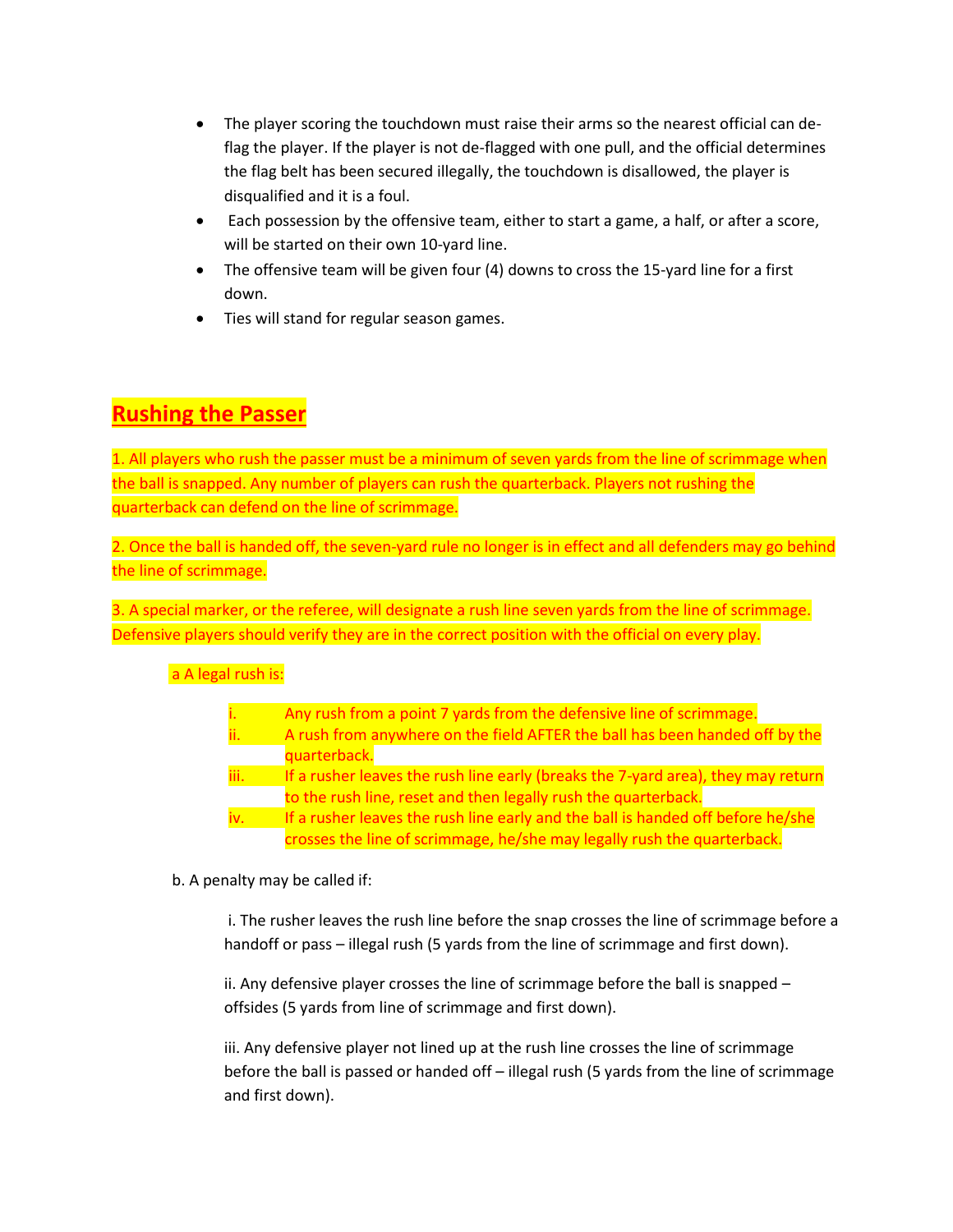- The player scoring the touchdown must raise their arms so the nearest official can de-flag the player. If the player is not de-flagged with one pull, and the official determines the flag belt has been secured illegally, the touchdown is disallowed, the player is disqualified and it is a foul.
- Each possession by the offensive team, either to start a game, a half, or after a score, will be started on their own 10-yard line.
- The offensive team will be given four (4) downs to cross the 15-yard line for a first down.
- Ties will stand for regular season games.

## Rushing the Passer

1. All players who rush the passer must be a minimum of seven yards from the line of scrimmage when the ball is snapped. Any number of players can rush the quarterback. Players not rushing the quarterback can defend on the line of scrimmage.

2. Once the ball is handed off, the seven-yard rule no longer is in effect and all defenders may go behind the line of scrimmage.

3. A special marker, or the referee, will designate a rush line seven yards from the line of scrimmage. Defensive players should verify they are in the correct position with the official on every play.

a A legal rush is:

i. Any rush from a point 7 yards from the defensive line of scrimmage.
ii. A rush from anywhere on the field AFTER the ball has been handed off by the quarterback.
iii. If a rusher leaves the rush line early (breaks the 7-yard area), they may return to the rush line, reset and then legally rush the quarterback.
iv. If a rusher leaves the rush line early and the ball is handed off before he/she crosses the line of scrimmage, he/she may legally rush the quarterback.

b. A penalty may be called if:

i. The rusher leaves the rush line before the snap crosses the line of scrimmage before a handoff or pass – illegal rush (5 yards from the line of scrimmage and first down).

ii. Any defensive player crosses the line of scrimmage before the ball is snapped – offsides (5 yards from line of scrimmage and first down).

iii. Any defensive player not lined up at the rush line crosses the line of scrimmage before the ball is passed or handed off – illegal rush (5 yards from the line of scrimmage and first down).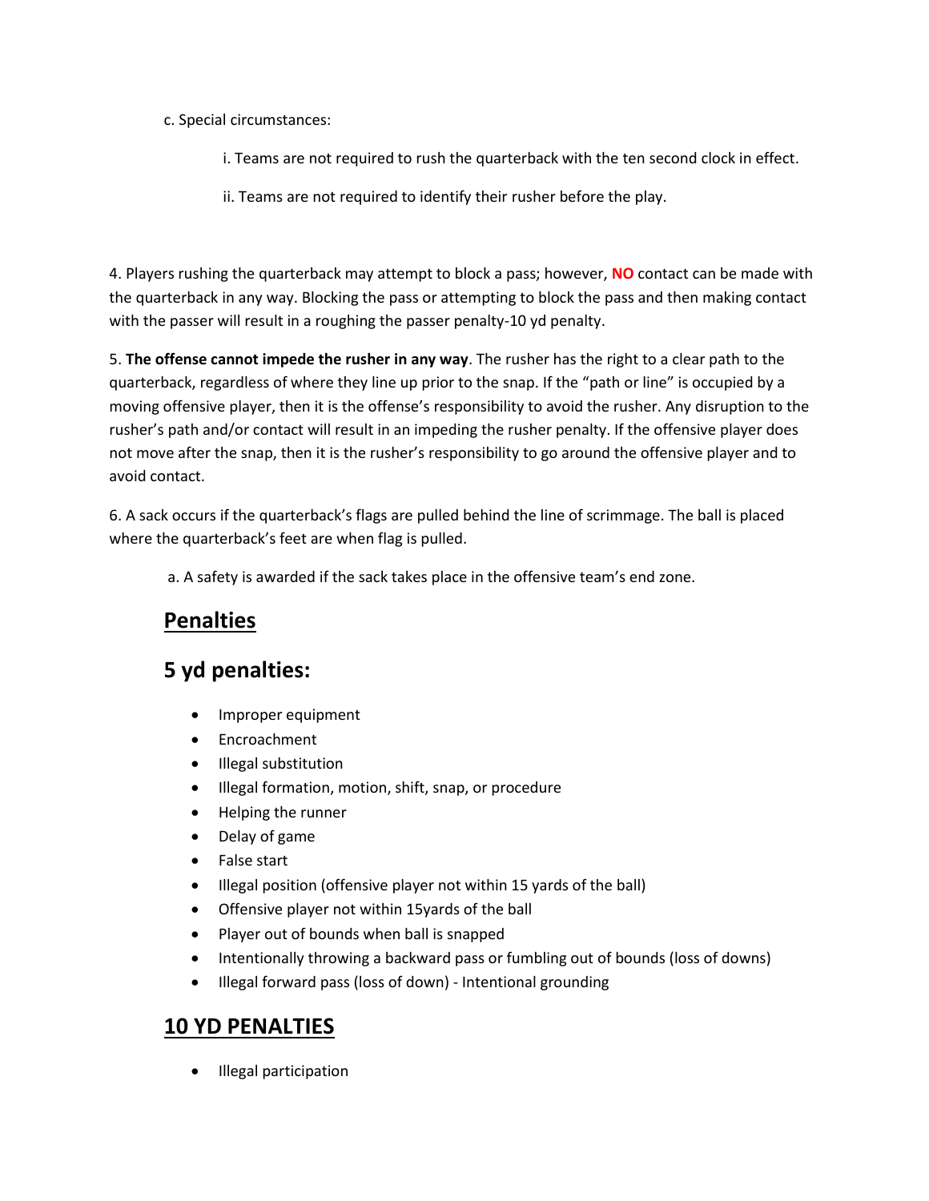c. Special circumstances:

i. Teams are not required to rush the quarterback with the ten second clock in effect.

ii. Teams are not required to identify their rusher before the play.

4. Players rushing the quarterback may attempt to block a pass; however, **NO** contact can be made with the quarterback in any way. Blocking the pass or attempting to block the pass and then making contact with the passer will result in a roughing the passer penalty-10 yd penalty.

5. **The offense cannot impede the rusher in any way**. The rusher has the right to a clear path to the quarterback, regardless of where they line up prior to the snap. If the "path or line" is occupied by a moving offensive player, then it is the offense's responsibility to avoid the rusher. Any disruption to the rusher's path and/or contact will result in an impeding the rusher penalty. If the offensive player does not move after the snap, then it is the rusher's responsibility to go around the offensive player and to avoid contact.

6. A sack occurs if the quarterback's flags are pulled behind the line of scrimmage. The ball is placed where the quarterback's feet are when flag is pulled.

a. A safety is awarded if the sack takes place in the offensive team's end zone.

## Penalties

## 5 yd penalties:

- Improper equipment
- Encroachment
- Illegal substitution
- Illegal formation, motion, shift, snap, or procedure
- Helping the runner
- Delay of game
- False start
- Illegal position (offensive player not within 15 yards of the ball)
- Offensive player not within 15yards of the ball
- Player out of bounds when ball is snapped
- Intentionally throwing a backward pass or fumbling out of bounds (loss of downs)
- Illegal forward pass (loss of down) - Intentional grounding

## 10 YD PENALTIES

- Illegal participation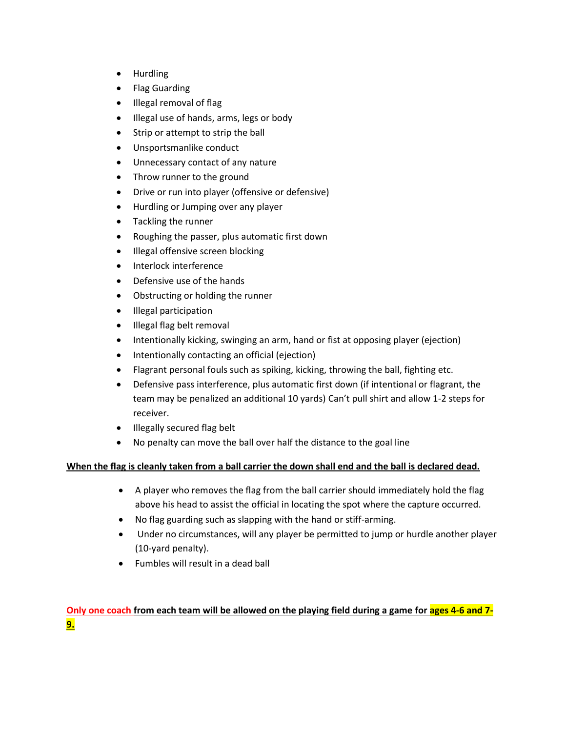- Hurdling
- Flag Guarding
- Illegal removal of flag
- Illegal use of hands, arms, legs or body
- Strip or attempt to strip the ball
- Unsportsmanlike conduct
- Unnecessary contact of any nature
- Throw runner to the ground
- Drive or run into player (offensive or defensive)
- Hurdling or Jumping over any player
- Tackling the runner
- Roughing the passer, plus automatic first down
- Illegal offensive screen blocking
- Interlock interference
- Defensive use of the hands
- Obstructing or holding the runner
- Illegal participation
- Illegal flag belt removal
- Intentionally kicking, swinging an arm, hand or fist at opposing player (ejection)
- Intentionally contacting an official (ejection)
- Flagrant personal fouls such as spiking, kicking, throwing the ball, fighting etc.
- Defensive pass interference, plus automatic first down (if intentional or flagrant, the team may be penalized an additional 10 yards) Can't pull shirt and allow 1-2 steps for receiver.
- Illegally secured flag belt
- No penalty can move the ball over half the distance to the goal line

**When the flag is cleanly taken from a ball carrier the down shall end and the ball is declared dead.**

- A player who removes the flag from the ball carrier should immediately hold the flag above his head to assist the official in locating the spot where the capture occurred.
- No flag guarding such as slapping with the hand or stiff-arming.
- Under no circumstances, will any player be permitted to jump or hurdle another player (10-yard penalty).
- Fumbles will result in a dead ball

**Only one coach from each team will be allowed on the playing field during a game for ages 4-6 and 7-9.**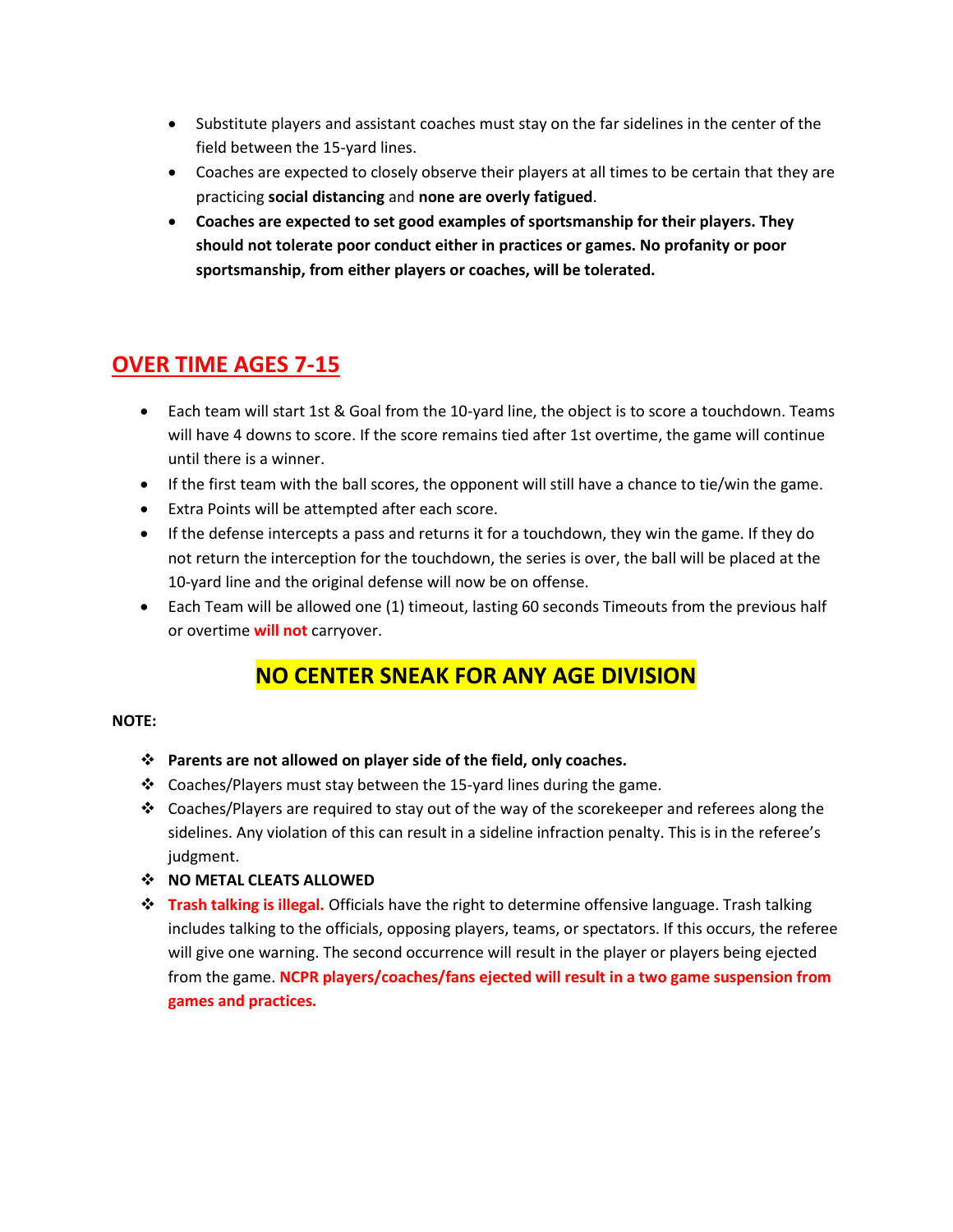- Substitute players and assistant coaches must stay on the far sidelines in the center of the field between the 15-yard lines.
- Coaches are expected to closely observe their players at all times to be certain that they are practicing **social distancing** and **none are overly fatigued**.
- **Coaches are expected to set good examples of sportsmanship for their players. They should not tolerate poor conduct either in practices or games. No profanity or poor sportsmanship, from either players or coaches, will be tolerated.**

## OVER TIME AGES 7-15

- Each team will start 1st & Goal from the 10-yard line, the object is to score a touchdown. Teams will have 4 downs to score. If the score remains tied after 1st overtime, the game will continue until there is a winner.
- If the first team with the ball scores, the opponent will still have a chance to tie/win the game.
- Extra Points will be attempted after each score.
- If the defense intercepts a pass and returns it for a touchdown, they win the game. If they do not return the interception for the touchdown, the series is over, the ball will be placed at the 10-yard line and the original defense will now be on offense.
- Each Team will be allowed one (1) timeout, lasting 60 seconds Timeouts from the previous half or overtime **will not** carryover.

## NO CENTER SNEAK FOR ANY AGE DIVISION

**NOTE:**

- **Parents are not allowed on player side of the field, only coaches.**
- Coaches/Players must stay between the 15-yard lines during the game.
- Coaches/Players are required to stay out of the way of the scorekeeper and referees along the sidelines. Any violation of this can result in a sideline infraction penalty. This is in the referee's judgment.
- **NO METAL CLEATS ALLOWED**
- **Trash talking is illegal.** Officials have the right to determine offensive language. Trash talking includes talking to the officials, opposing players, teams, or spectators. If this occurs, the referee will give one warning. The second occurrence will result in the player or players being ejected from the game. **NCPR players/coaches/fans ejected will result in a two game suspension from games and practices.**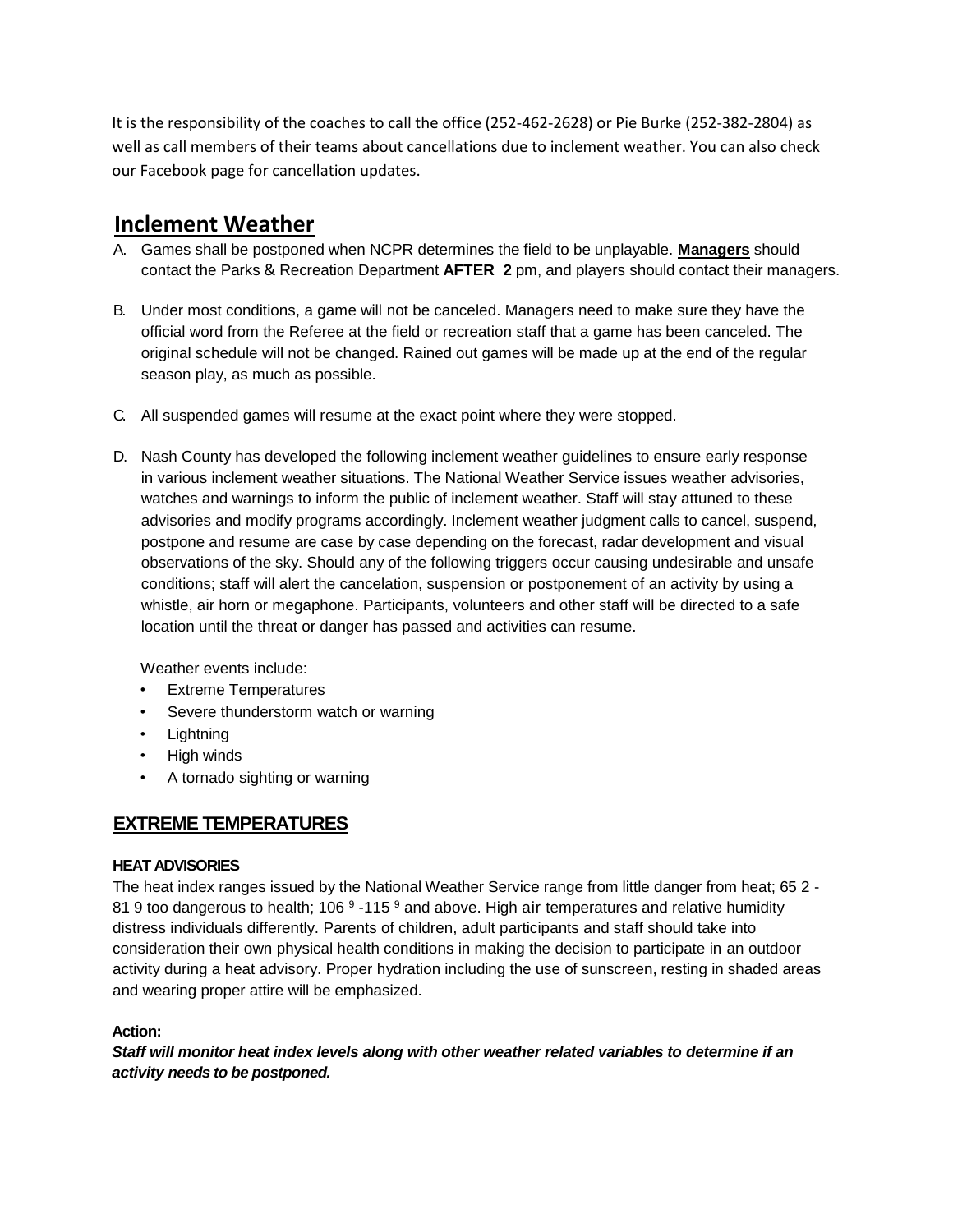It is the responsibility of the coaches to call the office (252-462-2628) or Pie Burke (252-382-2804) as well as call members of their teams about cancellations due to inclement weather. You can also check our Facebook page for cancellation updates.

## Inclement Weather

A. Games shall be postponed when NCPR determines the field to be unplayable. **Managers** should contact the Parks & Recreation Department **AFTER 2** pm, and players should contact their managers.

B. Under most conditions, a game will not be canceled. Managers need to make sure they have the official word from the Referee at the field or recreation staff that a game has been canceled. The original schedule will not be changed. Rained out games will be made up at the end of the regular season play, as much as possible.

C. All suspended games will resume at the exact point where they were stopped.

D. Nash County has developed the following inclement weather guidelines to ensure early response in various inclement weather situations. The National Weather Service issues weather advisories, watches and warnings to inform the public of inclement weather. Staff will stay attuned to these advisories and modify programs accordingly. Inclement weather judgment calls to cancel, suspend, postpone and resume are case by case depending on the forecast, radar development and visual observations of the sky. Should any of the following triggers occur causing undesirable and unsafe conditions; staff will alert the cancelation, suspension or postponement of an activity by using a whistle, air horn or megaphone. Participants, volunteers and other staff will be directed to a safe location until the threat or danger has passed and activities can resume.

   Weather events include:
   - Extreme Temperatures
   - Severe thunderstorm watch or warning
   - Lightning
   - High winds
   - A tornado sighting or warning

## EXTREME TEMPERATURES

#### HEAT ADVISORIES

The heat index ranges issued by the National Weather Service range from little danger from heat; 65 2 - 81 9 too dangerous to health; 106 9 -115 9 and above. High air temperatures and relative humidity distress individuals differently. Parents of children, adult participants and staff should take into consideration their own physical health conditions in making the decision to participate in an outdoor activity during a heat advisory. Proper hydration including the use of sunscreen, resting in shaded areas and wearing proper attire will be emphasized.

**Action:**

***Staff will monitor heat index levels along with other weather related variables to determine if an activity needs to be postponed.***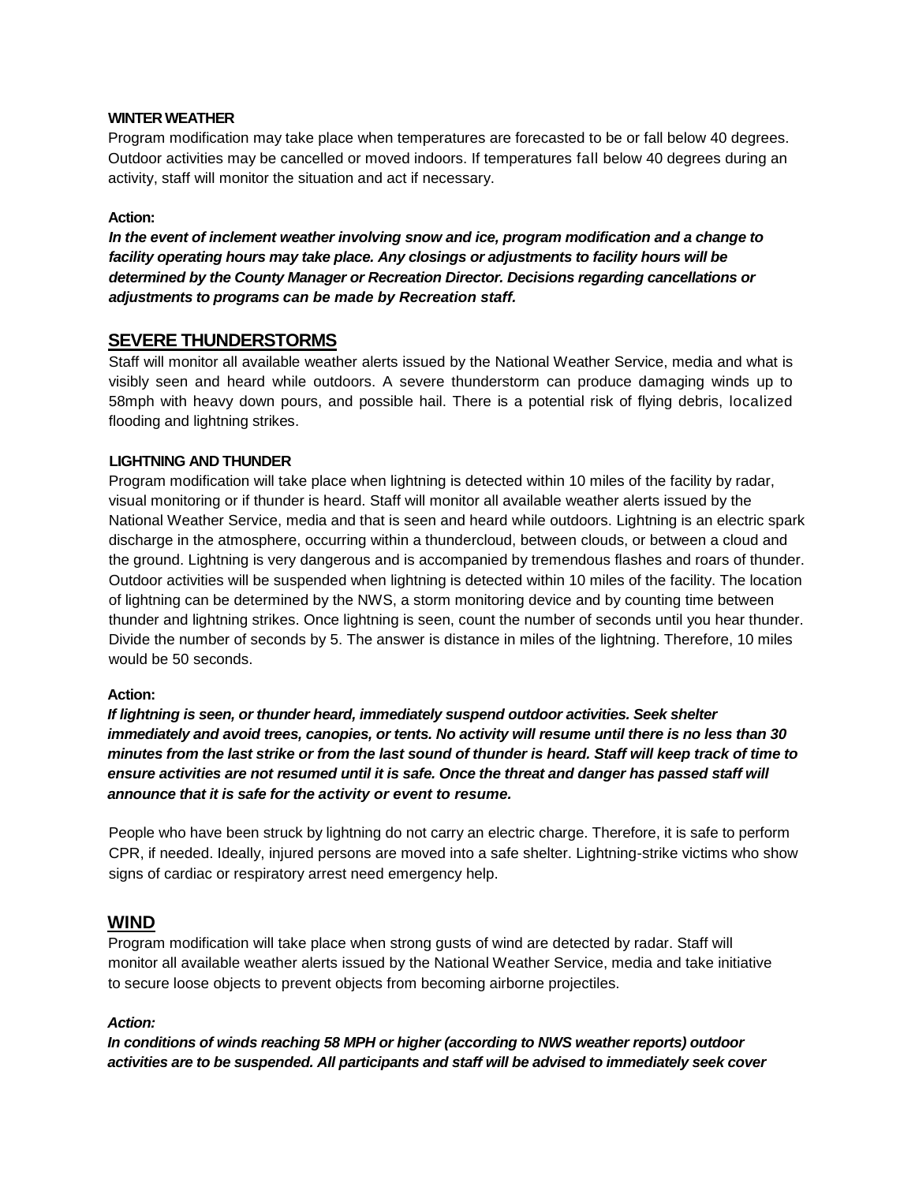### WINTER WEATHER

Program modification may take place when temperatures are forecasted to be or fall below 40 degrees. Outdoor activities may be cancelled or moved indoors. If temperatures fall below 40 degrees during an activity, staff will monitor the situation and act if necessary.

**Action:**

***In the event of inclement weather involving snow and ice, program modification and a change to facility operating hours may take place. Any closings or adjustments to facility hours will be determined by the County Manager or Recreation Director. Decisions regarding cancellations or adjustments to programs can be made by Recreation staff.***

## SEVERE THUNDERSTORMS

Staff will monitor all available weather alerts issued by the National Weather Service, media and what is visibly seen and heard while outdoors. A severe thunderstorm can produce damaging winds up to 58mph with heavy down pours, and possible hail. There is a potential risk of flying debris, localized flooding and lightning strikes.

### LIGHTNING AND THUNDER

Program modification will take place when lightning is detected within 10 miles of the facility by radar, visual monitoring or if thunder is heard. Staff will monitor all available weather alerts issued by the National Weather Service, media and that is seen and heard while outdoors. Lightning is an electric spark discharge in the atmosphere, occurring within a thundercloud, between clouds, or between a cloud and the ground. Lightning is very dangerous and is accompanied by tremendous flashes and roars of thunder. Outdoor activities will be suspended when lightning is detected within 10 miles of the facility. The location of lightning can be determined by the NWS, a storm monitoring device and by counting time between thunder and lightning strikes. Once lightning is seen, count the number of seconds until you hear thunder. Divide the number of seconds by 5. The answer is distance in miles of the lightning. Therefore, 10 miles would be 50 seconds.

**Action:**

***If lightning is seen, or thunder heard, immediately suspend outdoor activities. Seek shelter immediately and avoid trees, canopies, or tents. No activity will resume until there is no less than 30 minutes from the last strike or from the last sound of thunder is heard. Staff will keep track of time to ensure activities are not resumed until it is safe. Once the threat and danger has passed staff will announce that it is safe for the activity or event to resume.***

People who have been struck by lightning do not carry an electric charge. Therefore, it is safe to perform CPR, if needed. Ideally, injured persons are moved into a safe shelter. Lightning-strike victims who show signs of cardiac or respiratory arrest need emergency help.

## WIND

Program modification will take place when strong gusts of wind are detected by radar. Staff will monitor all available weather alerts issued by the National Weather Service, media and take initiative to secure loose objects to prevent objects from becoming airborne projectiles.

***Action:***

***In conditions of winds reaching 58 MPH or higher (according to NWS weather reports) outdoor activities are to be suspended. All participants and staff will be advised to immediately seek cover***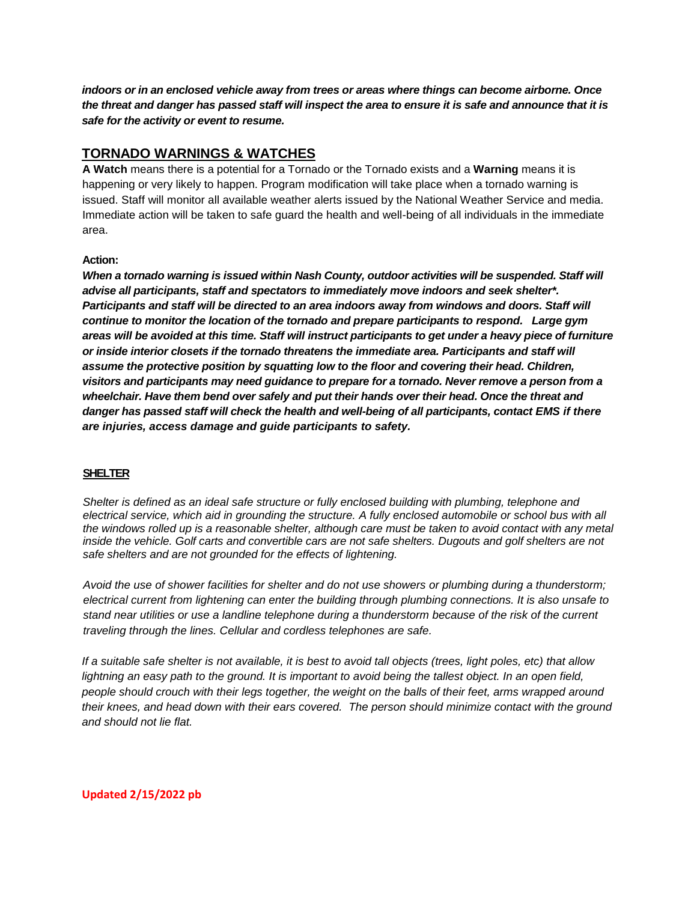***indoors or in an enclosed vehicle away from trees or areas where things can become airborne. Once the threat and danger has passed staff will inspect the area to ensure it is safe and announce that it is safe for the activity or event to resume.***

## TORNADO WARNINGS & WATCHES

**A Watch** means there is a potential for a Tornado or the Tornado exists and a **Warning** means it is happening or very likely to happen. Program modification will take place when a tornado warning is issued. Staff will monitor all available weather alerts issued by the National Weather Service and media. Immediate action will be taken to safe guard the health and well-being of all individuals in the immediate area.

**Action:**

***When a tornado warning is issued within Nash County, outdoor activities will be suspended. Staff will advise all participants, staff and spectators to immediately move indoors and seek shelter*. Participants and staff will be directed to an area indoors away from windows and doors. Staff will continue to monitor the location of the tornado and prepare participants to respond. Large gym areas will be avoided at this time. Staff will instruct participants to get under a heavy piece of furniture or inside interior closets if the tornado threatens the immediate area. Participants and staff will assume the protective position by squatting low to the floor and covering their head. Children, visitors and participants may need guidance to prepare for a tornado. Never remove a person from a wheelchair. Have them bend over safely and put their hands over their head. Once the threat and danger has passed staff will check the health and well-being of all participants, contact EMS if there are injuries, access damage and guide participants to safety.***

**SHELTER**

*Shelter is defined as an ideal safe structure or fully enclosed building with plumbing, telephone and electrical service, which aid in grounding the structure. A fully enclosed automobile or school bus with all the windows rolled up is a reasonable shelter, although care must be taken to avoid contact with any metal inside the vehicle. Golf carts and convertible cars are not safe shelters. Dugouts and golf shelters are not safe shelters and are not grounded for the effects of lightening.*

*Avoid the use of shower facilities for shelter and do not use showers or plumbing during a thunderstorm; electrical current from lightening can enter the building through plumbing connections. It is also unsafe to stand near utilities or use a landline telephone during a thunderstorm because of the risk of the current traveling through the lines. Cellular and cordless telephones are safe.*

*If a suitable safe shelter is not available, it is best to avoid tall objects (trees, light poles, etc) that allow lightning an easy path to the ground. It is important to avoid being the tallest object. In an open field, people should crouch with their legs together, the weight on the balls of their feet, arms wrapped around their knees, and head down with their ears covered. The person should minimize contact with the ground and should not lie flat.*

**Updated 2/15/2022 pb**